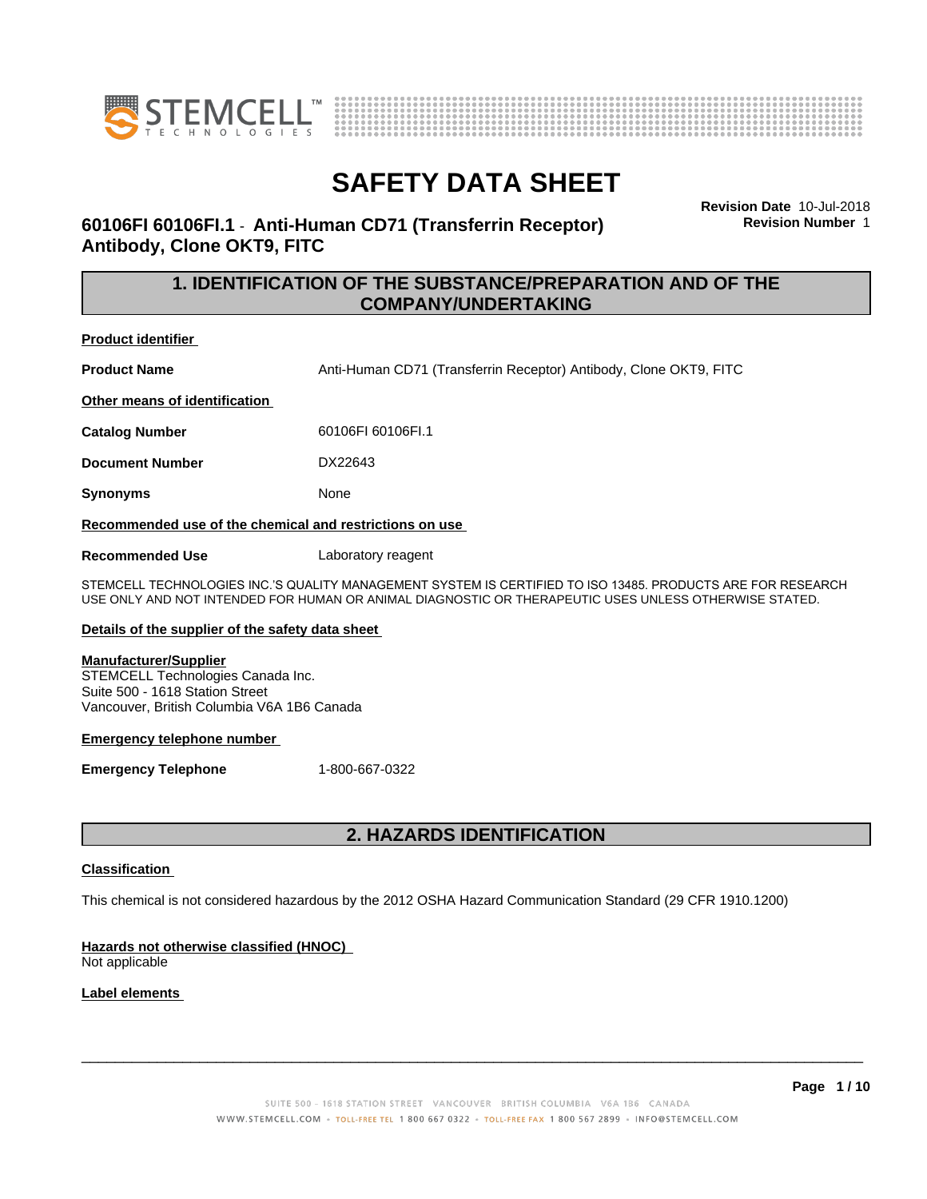# SAFETY DATA SHEET

**60106FI 60106FI.1 - Anti-Human CD71 (Transferrin Receptor) Antibody, Clone OKT9, FITC**

**Revision Date** 10-Jul-2018
**Revision Number** 1

## 1. IDENTIFICATION OF THE SUBSTANCE/PREPARATION AND OF THE COMPANY/UNDERTAKING

**Product identifier**

**Product Name** Anti-Human CD71 (Transferrin Receptor) Antibody, Clone OKT9, FITC

**Other means of identification**

**Catalog Number** 60106FI 60106FI.1

**Document Number** DX22643

**Synonyms** None

**Recommended use of the chemical and restrictions on use**

**Recommended Use** Laboratory reagent

STEMCELL TECHNOLOGIES INC.'S QUALITY MANAGEMENT SYSTEM IS CERTIFIED TO ISO 13485. PRODUCTS ARE FOR RESEARCH USE ONLY AND NOT INTENDED FOR HUMAN OR ANIMAL DIAGNOSTIC OR THERAPEUTIC USES UNLESS OTHERWISE STATED.

**Details of the supplier of the safety data sheet**

**Manufacturer/Supplier**
STEMCELL Technologies Canada Inc.
Suite 500 - 1618 Station Street
Vancouver, British Columbia V6A 1B6 Canada

**Emergency telephone number**

**Emergency Telephone** 1-800-667-0322

## 2. HAZARDS IDENTIFICATION

**Classification**

This chemical is not considered hazardous by the 2012 OSHA Hazard Communication Standard (29 CFR 1910.1200)

**Hazards not otherwise classified (HNOC)**
Not applicable

**Label elements**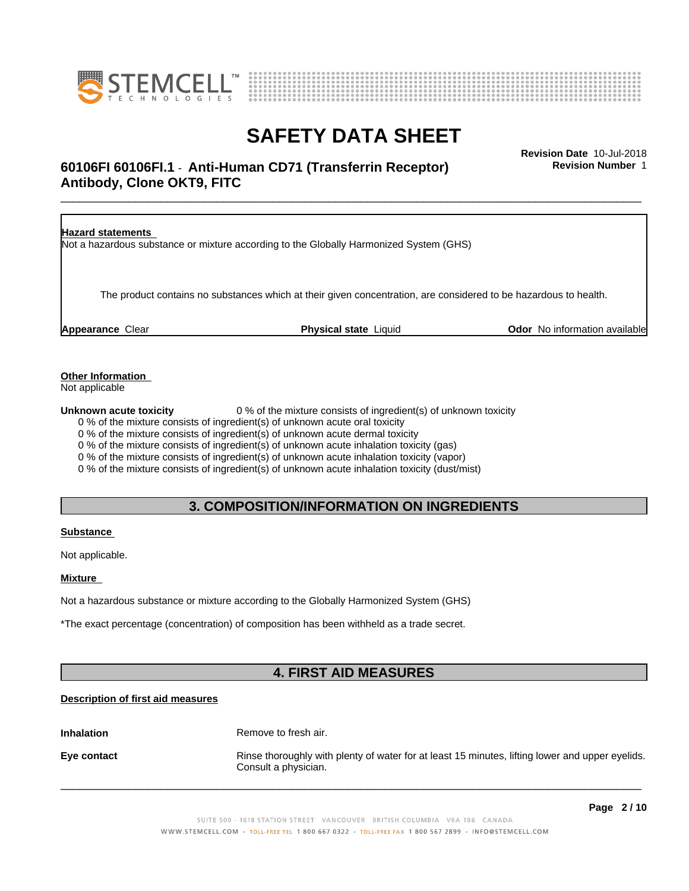**Hazard statements**

Not a hazardous substance or mixture according to the Globally Harmonized System (GHS)

The product contains no substances which at their given concentration, are considered to be hazardous to health.

**Appearance** Clear **Physical state** Liquid **Odor** No information available

**Other Information**

Not applicable

**Unknown acute toxicity** 0 % of the mixture consists of ingredient(s) of unknown toxicity

0 % of the mixture consists of ingredient(s) of unknown acute oral toxicity
0 % of the mixture consists of ingredient(s) of unknown acute dermal toxicity
0 % of the mixture consists of ingredient(s) of unknown acute inhalation toxicity (gas)
0 % of the mixture consists of ingredient(s) of unknown acute inhalation toxicity (vapor)
0 % of the mixture consists of ingredient(s) of unknown acute inhalation toxicity (dust/mist)

## 3. COMPOSITION/INFORMATION ON INGREDIENTS

**Substance**

Not applicable.

**Mixture**

Not a hazardous substance or mixture according to the Globally Harmonized System (GHS)

*The exact percentage (concentration) of composition has been withheld as a trade secret.

## 4. FIRST AID MEASURES

**Description of first aid measures**

**Inhalation** Remove to fresh air.

**Eye contact** Rinse thoroughly with plenty of water for at least 15 minutes, lifting lower and upper eyelids. Consult a physician.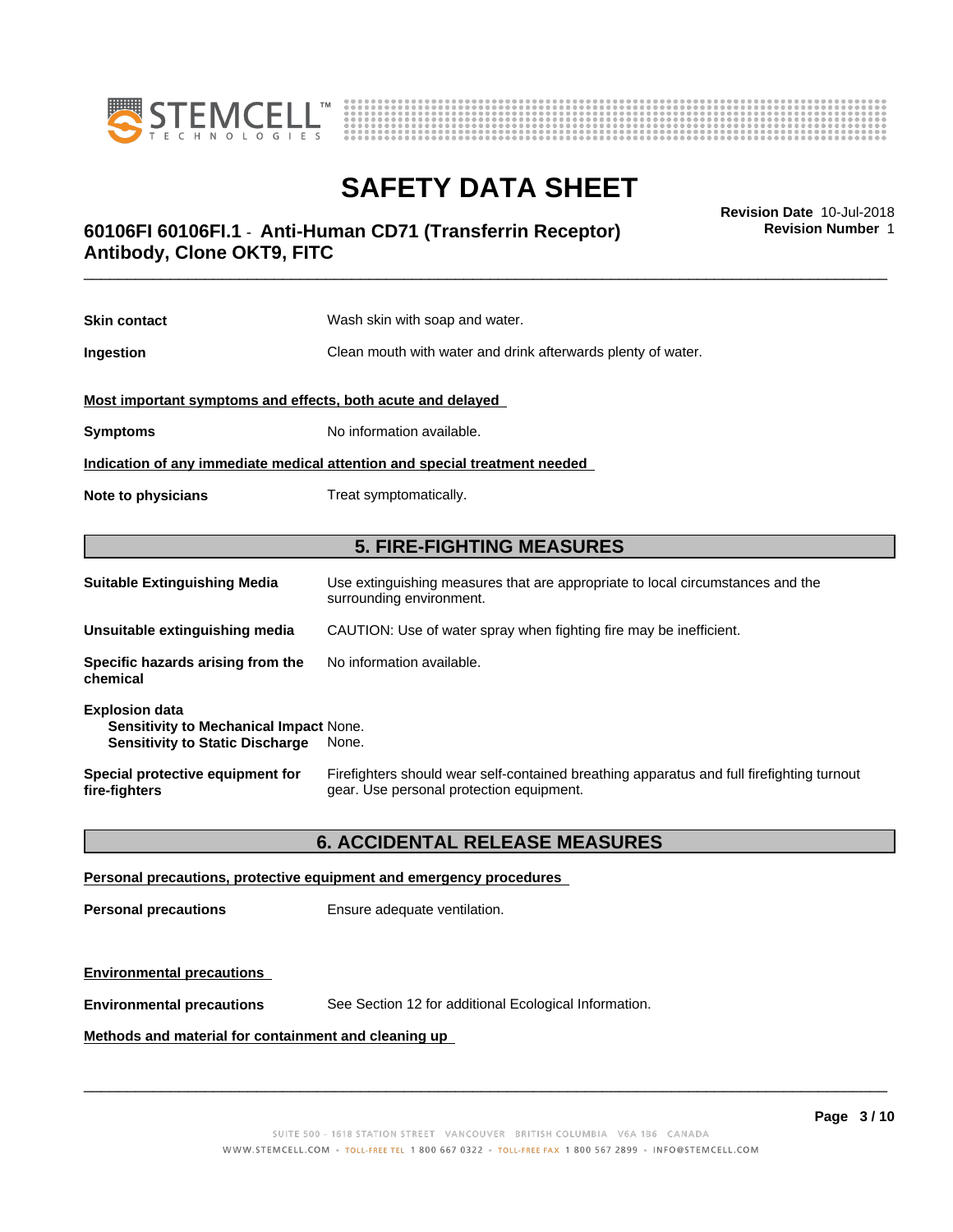| | |
|---|---|
| **Skin contact** | Wash skin with soap and water. |
| **Ingestion** | Clean mouth with water and drink afterwards plenty of water. |

**Most important symptoms and effects, both acute and delayed**

| | |
|---|---|
| **Symptoms** | No information available. |

**Indication of any immediate medical attention and special treatment needed**

| | |
|---|---|
| **Note to physicians** | Treat symptomatically. |

## 5. FIRE-FIGHTING MEASURES

| | |
|---|---|
| **Suitable Extinguishing Media** | Use extinguishing measures that are appropriate to local circumstances and the surrounding environment. |
| **Unsuitable extinguishing media** | CAUTION: Use of water spray when fighting fire may be inefficient. |
| **Specific hazards arising from the chemical** | No information available. |

**Explosion data**
**Sensitivity to Mechanical Impact** None.
**Sensitivity to Static Discharge** None.

| | |
|---|---|
| **Special protective equipment for fire-fighters** | Firefighters should wear self-contained breathing apparatus and full firefighting turnout gear. Use personal protection equipment. |

## 6. ACCIDENTAL RELEASE MEASURES

**Personal precautions, protective equipment and emergency procedures**

| | |
|---|---|
| **Personal precautions** | Ensure adequate ventilation. |

**Environmental precautions**

| | |
|---|---|
| **Environmental precautions** | See Section 12 for additional Ecological Information. |

**Methods and material for containment and cleaning up**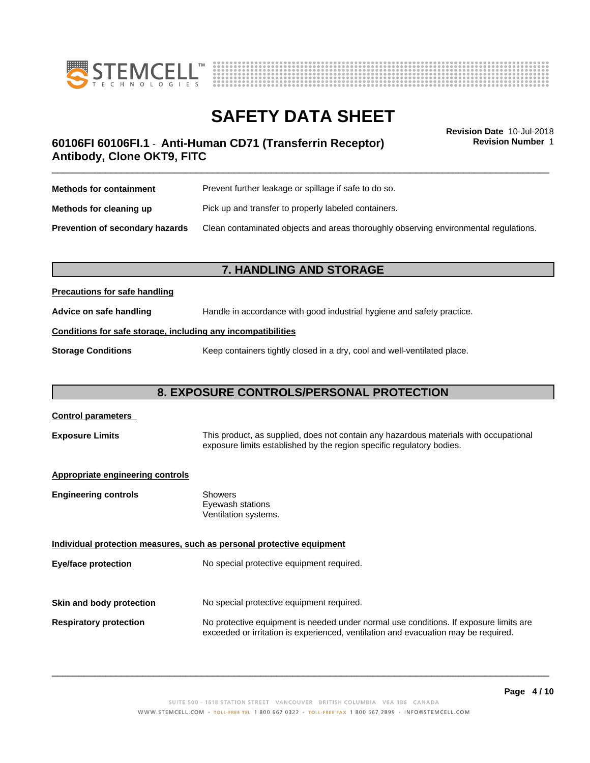| | |
|---|---|
| **Methods for containment** | Prevent further leakage or spillage if safe to do so. |
| **Methods for cleaning up** | Pick up and transfer to properly labeled containers. |
| **Prevention of secondary hazards** | Clean contaminated objects and areas thoroughly observing environmental regulations. |

## 7. HANDLING AND STORAGE

**Precautions for safe handling**

| | |
|---|---|
| **Advice on safe handling** | Handle in accordance with good industrial hygiene and safety practice. |

**Conditions for safe storage, including any incompatibilities**

| | |
|---|---|
| **Storage Conditions** | Keep containers tightly closed in a dry, cool and well-ventilated place. |

## 8. EXPOSURE CONTROLS/PERSONAL PROTECTION

**Control parameters**

| | |
|---|---|
| **Exposure Limits** | This product, as supplied, does not contain any hazardous materials with occupational exposure limits established by the region specific regulatory bodies. |

**Appropriate engineering controls**

| | |
|---|---|
| **Engineering controls** | Showers<br>Eyewash stations<br>Ventilation systems. |

**Individual protection measures, such as personal protective equipment**

| | |
|---|---|
| **Eye/face protection** | No special protective equipment required. |
| **Skin and body protection** | No special protective equipment required. |
| **Respiratory protection** | No protective equipment is needed under normal use conditions. If exposure limits are exceeded or irritation is experienced, ventilation and evacuation may be required. |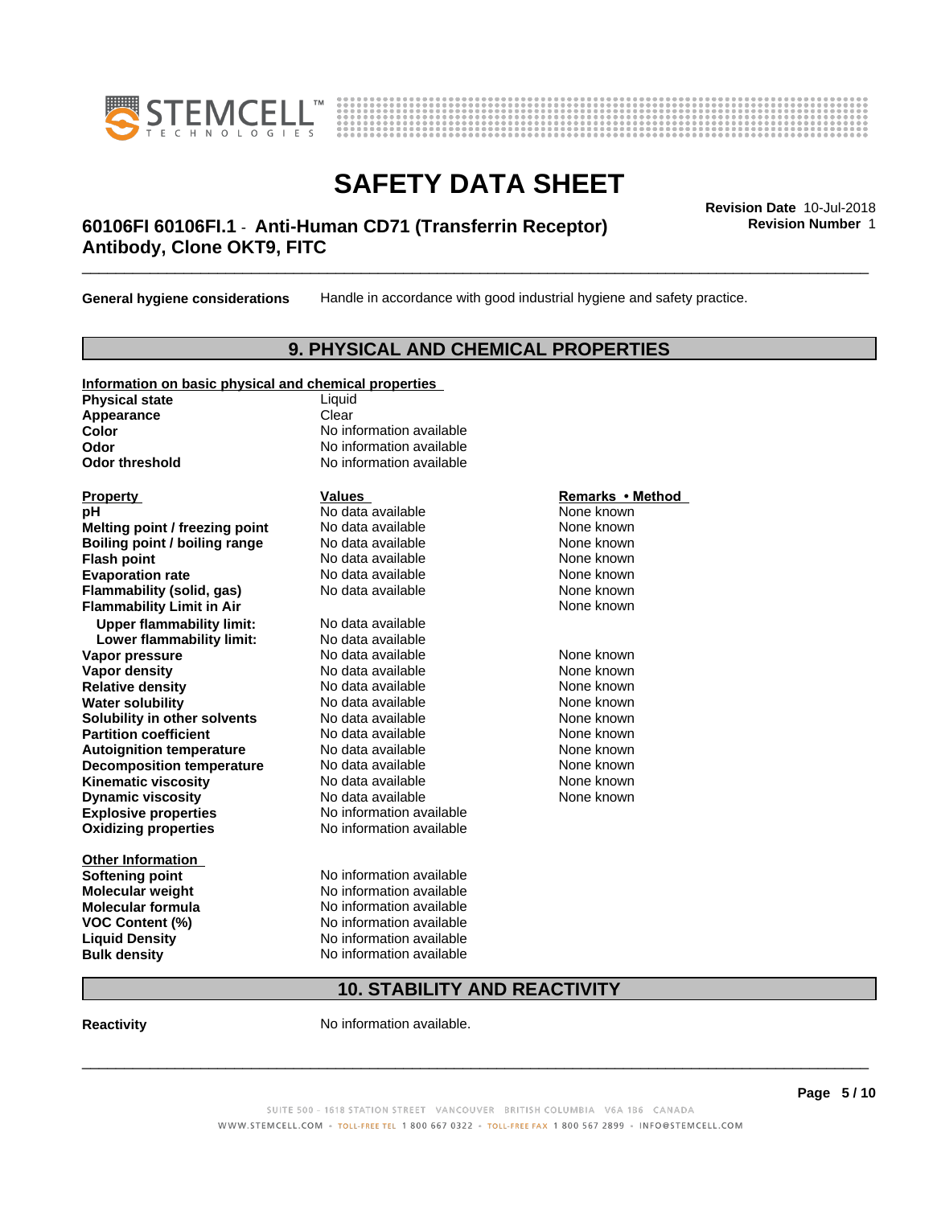**General hygiene considerations** Handle in accordance with good industrial hygiene and safety practice.

## 9. PHYSICAL AND CHEMICAL PROPERTIES

**Information on basic physical and chemical properties**

| | |
|---|---|
| **Physical state** | Liquid |
| **Appearance** | Clear |
| **Color** | No information available |
| **Odor** | No information available |
| **Odor threshold** | No information available |

| Property | Values | Remarks • Method |
|---|---|---|
| **pH** | No data available | None known |
| **Melting point / freezing point** | No data available | None known |
| **Boiling point / boiling range** | No data available | None known |
| **Flash point** | No data available | None known |
| **Evaporation rate** | No data available | None known |
| **Flammability (solid, gas)** | No data available | None known |
| **Flammability Limit in Air** | | None known |
| **Upper flammability limit:** | No data available | |
| **Lower flammability limit:** | No data available | |
| **Vapor pressure** | No data available | None known |
| **Vapor density** | No data available | None known |
| **Relative density** | No data available | None known |
| **Water solubility** | No data available | None known |
| **Solubility in other solvents** | No data available | None known |
| **Partition coefficient** | No data available | None known |
| **Autoignition temperature** | No data available | None known |
| **Decomposition temperature** | No data available | None known |
| **Kinematic viscosity** | No data available | None known |
| **Dynamic viscosity** | No data available | None known |
| **Explosive properties** | No information available | |
| **Oxidizing properties** | No information available | |

**Other Information**

| | |
|---|---|
| **Softening point** | No information available |
| **Molecular weight** | No information available |
| **Molecular formula** | No information available |
| **VOC Content (%)** | No information available |
| **Liquid Density** | No information available |
| **Bulk density** | No information available |

## 10. STABILITY AND REACTIVITY

**Reactivity** No information available.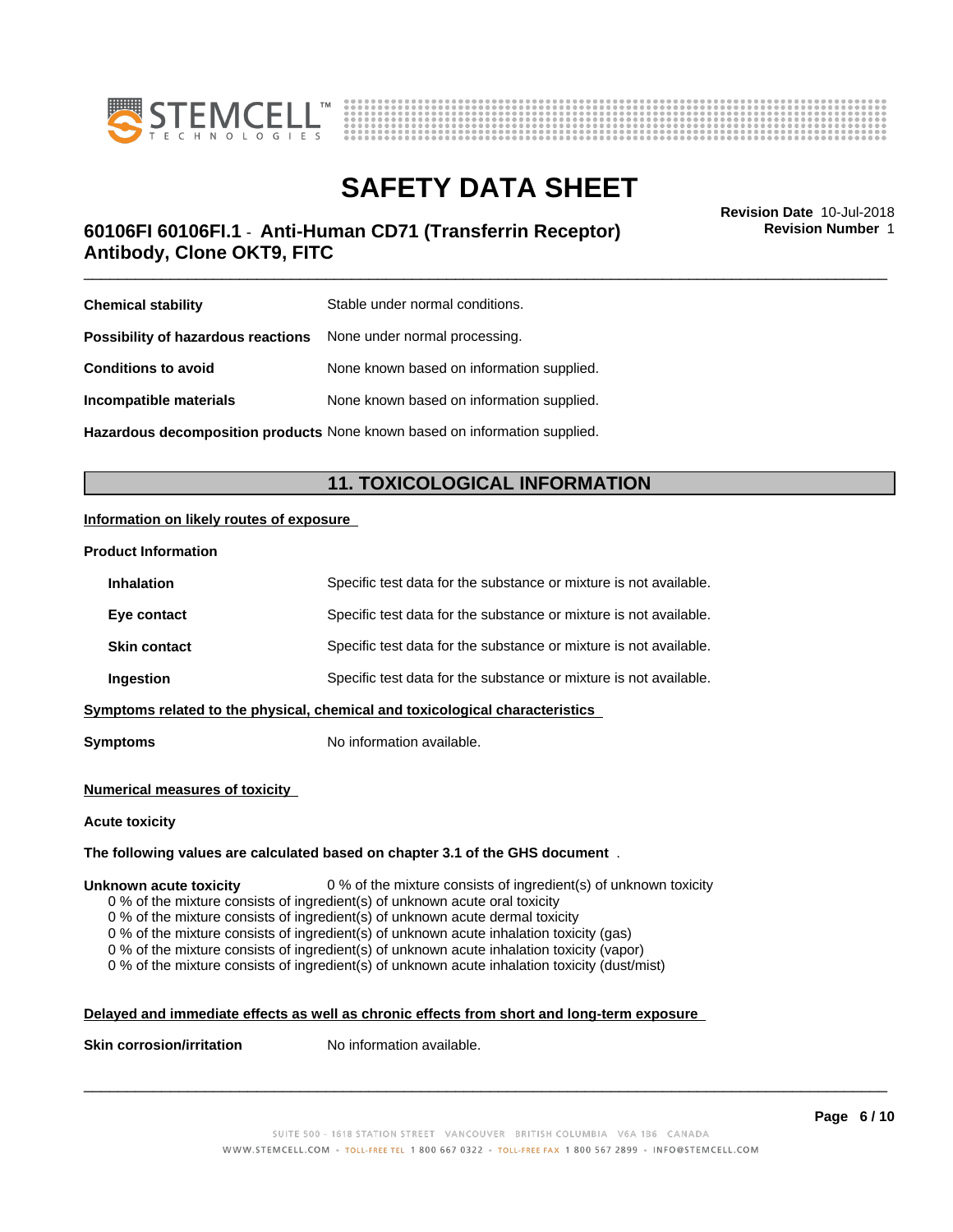| | |
|---|---|
| **Chemical stability** | Stable under normal conditions. |
| **Possibility of hazardous reactions** | None under normal processing. |
| **Conditions to avoid** | None known based on information supplied. |
| **Incompatible materials** | None known based on information supplied. |
| **Hazardous decomposition products** | None known based on information supplied. |

## 11. TOXICOLOGICAL INFORMATION

**Information on likely routes of exposure**

**Product Information**

| | |
|---|---|
| **Inhalation** | Specific test data for the substance or mixture is not available. |
| **Eye contact** | Specific test data for the substance or mixture is not available. |
| **Skin contact** | Specific test data for the substance or mixture is not available. |
| **Ingestion** | Specific test data for the substance or mixture is not available. |

**Symptoms related to the physical, chemical and toxicological characteristics**

**Symptoms** No information available.

**Numerical measures of toxicity**

**Acute toxicity**

**The following values are calculated based on chapter 3.1 of the GHS document** .

**Unknown acute toxicity** 0 % of the mixture consists of ingredient(s) of unknown toxicity

- 0 % of the mixture consists of ingredient(s) of unknown acute oral toxicity
- 0 % of the mixture consists of ingredient(s) of unknown acute dermal toxicity
- 0 % of the mixture consists of ingredient(s) of unknown acute inhalation toxicity (gas)
- 0 % of the mixture consists of ingredient(s) of unknown acute inhalation toxicity (vapor)
- 0 % of the mixture consists of ingredient(s) of unknown acute inhalation toxicity (dust/mist)

**Delayed and immediate effects as well as chronic effects from short and long-term exposure**

**Skin corrosion/irritation** No information available.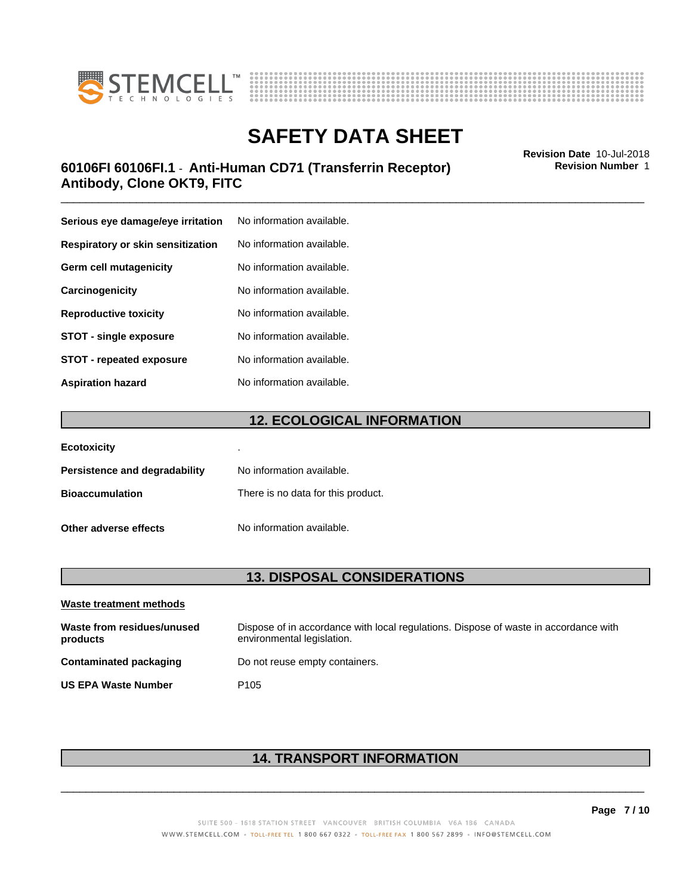| | |
|---|---|
| **Serious eye damage/eye irritation** | No information available. |
| **Respiratory or skin sensitization** | No information available. |
| **Germ cell mutagenicity** | No information available. |
| **Carcinogenicity** | No information available. |
| **Reproductive toxicity** | No information available. |
| **STOT - single exposure** | No information available. |
| **STOT - repeated exposure** | No information available. |
| **Aspiration hazard** | No information available. |

## 12. ECOLOGICAL INFORMATION

| | |
|---|---|
| **Ecotoxicity** | . |
| **Persistence and degradability** | No information available. |
| **Bioaccumulation** | There is no data for this product. |
| **Other adverse effects** | No information available. |

## 13. DISPOSAL CONSIDERATIONS

**Waste treatment methods**

| | |
|---|---|
| **Waste from residues/unused products** | Dispose of in accordance with local regulations. Dispose of waste in accordance with environmental legislation. |
| **Contaminated packaging** | Do not reuse empty containers. |
| **US EPA Waste Number** | P105 |

## 14. TRANSPORT INFORMATION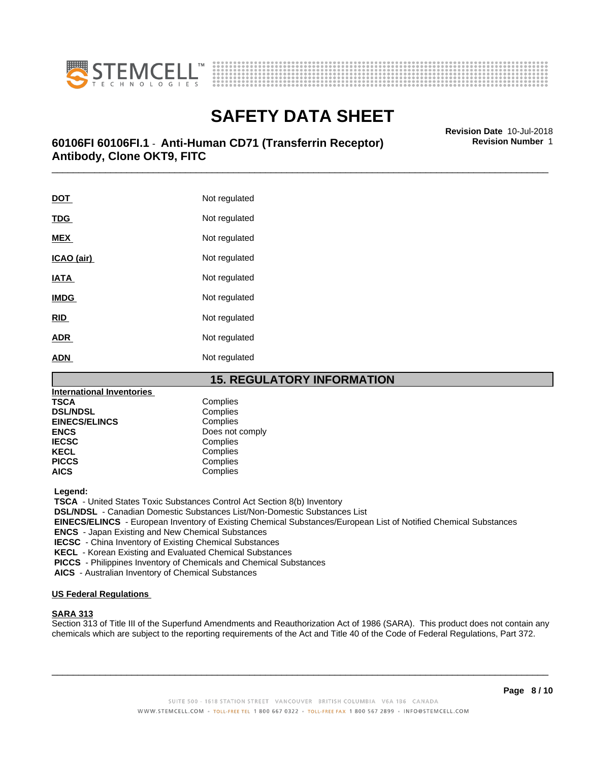| | |
|---|---|
| **DOT** | Not regulated |
| **TDG** | Not regulated |
| **MEX** | Not regulated |
| **ICAO (air)** | Not regulated |
| **IATA** | Not regulated |
| **IMDG** | Not regulated |
| **RID** | Not regulated |
| **ADR** | Not regulated |
| **ADN** | Not regulated |

## 15. REGULATORY INFORMATION

**International Inventories**

| | |
|---|---|
| **TSCA** | Complies |
| **DSL/NDSL** | Complies |
| **EINECS/ELINCS** | Complies |
| **ENCS** | Does not comply |
| **IECSC** | Complies |
| **KECL** | Complies |
| **PICCS** | Complies |
| **AICS** | Complies |

**Legend:**

**TSCA** - United States Toxic Substances Control Act Section 8(b) Inventory
**DSL/NDSL** - Canadian Domestic Substances List/Non-Domestic Substances List
**EINECS/ELINCS** - European Inventory of Existing Chemical Substances/European List of Notified Chemical Substances
**ENCS** - Japan Existing and New Chemical Substances
**IECSC** - China Inventory of Existing Chemical Substances
**KECL** - Korean Existing and Evaluated Chemical Substances
**PICCS** - Philippines Inventory of Chemicals and Chemical Substances
**AICS** - Australian Inventory of Chemical Substances

**US Federal Regulations**

**SARA 313**

Section 313 of Title III of the Superfund Amendments and Reauthorization Act of 1986 (SARA). This product does not contain any chemicals which are subject to the reporting requirements of the Act and Title 40 of the Code of Federal Regulations, Part 372.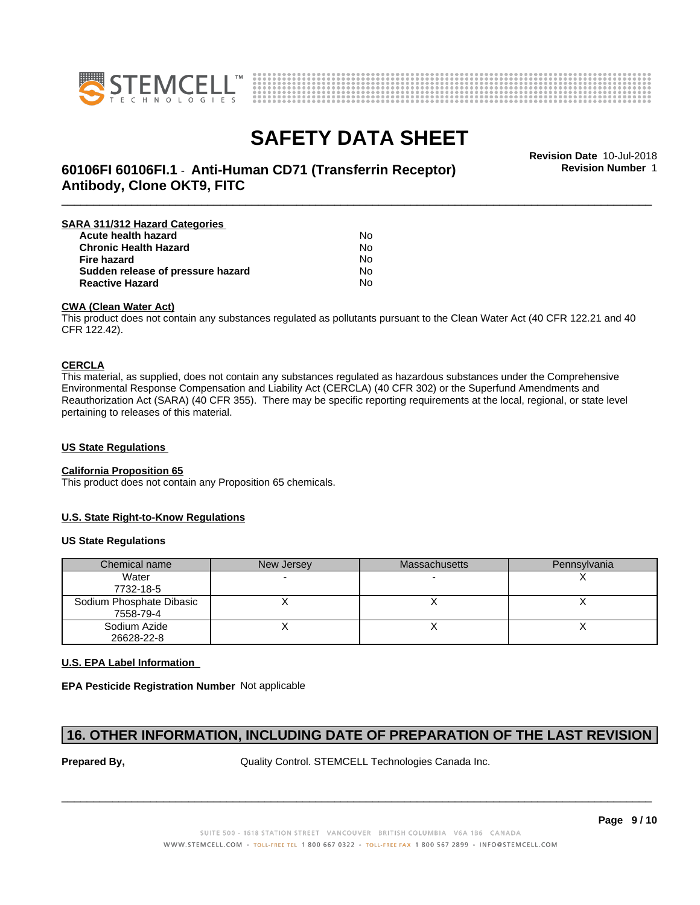#### SARA 311/312 Hazard Categories

| | |
|---|---|
| **Acute health hazard** | No |
| **Chronic Health Hazard** | No |
| **Fire hazard** | No |
| **Sudden release of pressure hazard** | No |
| **Reactive Hazard** | No |

#### CWA (Clean Water Act)

This product does not contain any substances regulated as pollutants pursuant to the Clean Water Act (40 CFR 122.21 and 40 CFR 122.42).

#### CERCLA

This material, as supplied, does not contain any substances regulated as hazardous substances under the Comprehensive Environmental Response Compensation and Liability Act (CERCLA) (40 CFR 302) or the Superfund Amendments and Reauthorization Act (SARA) (40 CFR 355). There may be specific reporting requirements at the local, regional, or state level pertaining to releases of this material.

#### US State Regulations

#### California Proposition 65

This product does not contain any Proposition 65 chemicals.

#### U.S. State Right-to-Know Regulations

**US State Regulations**

| Chemical name | New Jersey | Massachusetts | Pennsylvania |
|---|---|---|---|
| Water 7732-18-5 | - | - | X |
| Sodium Phosphate Dibasic 7558-79-4 | X | X | X |
| Sodium Azide 26628-22-8 | X | X | X |

#### U.S. EPA Label Information

**EPA Pesticide Registration Number** Not applicable

## 16. OTHER INFORMATION, INCLUDING DATE OF PREPARATION OF THE LAST REVISION

**Prepared By,** Quality Control. STEMCELL Technologies Canada Inc.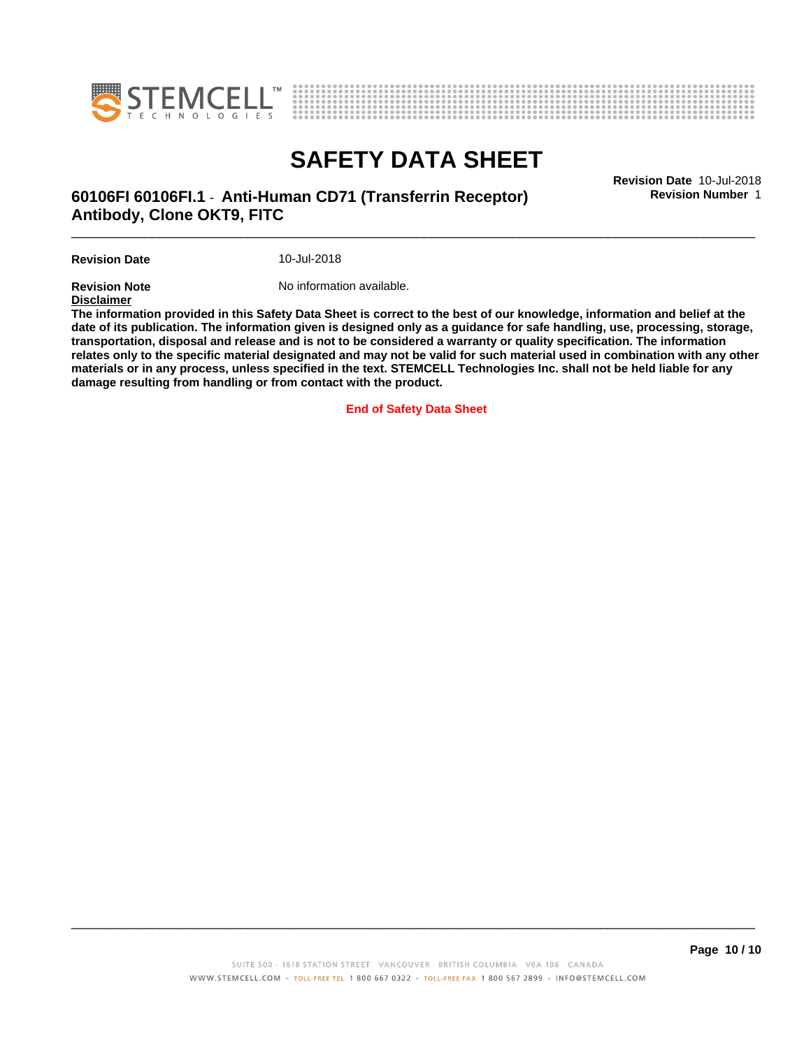# SAFETY DATA SHEET

**60106FI 60106FI.1 - Anti-Human CD71 (Transferrin Receptor) Antibody, Clone OKT9, FITC**

**Revision Date** 10-Jul-2018
**Revision Number** 1

**Revision Date** 10-Jul-2018

**Revision Note** No information available.

**Disclaimer**

**The information provided in this Safety Data Sheet is correct to the best of our knowledge, information and belief at the date of its publication. The information given is designed only as a guidance for safe handling, use, processing, storage, transportation, disposal and release and is not to be considered a warranty or quality specification. The information relates only to the specific material designated and may not be valid for such material used in combination with any other materials or in any process, unless specified in the text. STEMCELL Technologies Inc. shall not be held liable for any damage resulting from handling or from contact with the product.**

**End of Safety Data Sheet**